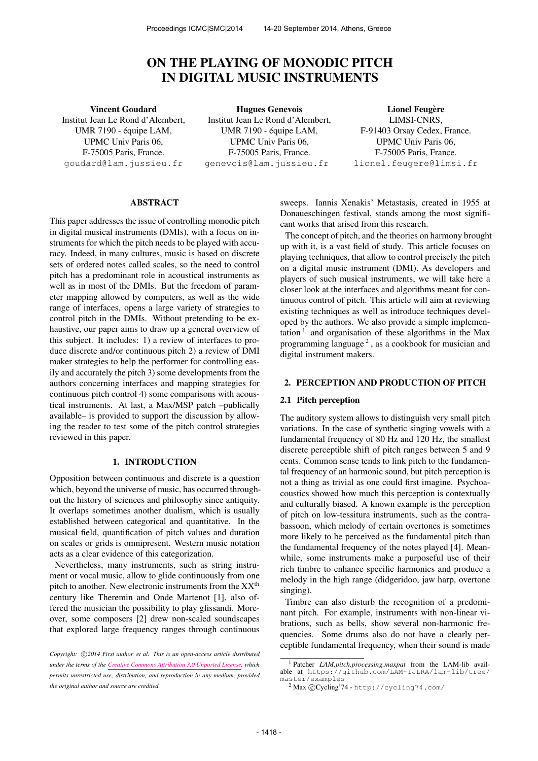# ON THE PLAYING OF MONODIC PITCH IN DIGITAL MUSIC INSTRUMENTS

**Vincent Goudard**
Institut Jean Le Rond d'Alembert,
UMR 7190 - équipe LAM,
UPMC Univ Paris 06,
F-75005 Paris, France.
goudard@lam.jussieu.fr

**Hugues Genevois**
Institut Jean Le Rond d'Alembert,
UMR 7190 - équipe LAM,
UPMC Univ Paris 06,
F-75005 Paris, France.
genevois@lam.jussieu.fr

**Lionel Feugère**
LIMSI-CNRS,
F-91403 Orsay Cedex, France.
UPMC Univ Paris 06,
F-75005 Paris, France.
lionel.feugere@limsi.fr

## ABSTRACT

This paper addresses the issue of controlling monodic pitch in digital musical instruments (DMIs), with a focus on instruments for which the pitch needs to be played with accuracy. Indeed, in many cultures, music is based on discrete sets of ordered notes called scales, so the need to control pitch has a predominant role in acoustical instruments as well as in most of the DMIs. But the freedom of parameter mapping allowed by computers, as well as the wide range of interfaces, opens a large variety of strategies to control pitch in the DMIs. Without pretending to be exhaustive, our paper aims to draw up a general overview of this subject. It includes: 1) a review of interfaces to produce discrete and/or continuous pitch 2) a review of DMI maker strategies to help the performer for controlling easily and accurately the pitch 3) some developments from the authors concerning interfaces and mapping strategies for continuous pitch control 4) some comparisons with acoustical instruments. At last, a Max/MSP patch –publically available– is provided to support the discussion by allowing the reader to test some of the pitch control strategies reviewed in this paper.

## 1. INTRODUCTION

Opposition between continuous and discrete is a question which, beyond the universe of music, has occurred throughout the history of sciences and philosophy since antiquity. It overlaps sometimes another dualism, which is usually established between categorical and quantitative. In the musical field, quantification of pitch values and duration on scales or grids is omnipresent. Western music notation acts as a clear evidence of this categorization.

Nevertheless, many instruments, such as string instrument or vocal music, allow to glide continuously from one pitch to another. New electronic instruments from the XX$^{th}$ century like Theremin and Onde Martenot [1], also offered the musician the possibility to play glissandi. Moreover, some composers [2] drew non-scaled soundscapes that explored large frequency ranges through continuous sweeps. Iannis Xenakis' Metastasis, created in 1955 at Donaueschingen festival, stands among the most significant works that arised from this research.

The concept of pitch, and the theories on harmony brought up with it, is a vast field of study. This article focuses on playing techniques, that allow to control precisely the pitch on a digital music instrument (DMI). As developers and players of such musical instruments, we will take here a closer look at the interfaces and algorithms meant for continuous control of pitch. This article will aim at reviewing existing techniques as well as introduce techniques developed by the authors. We also provide a simple implementation [1] and organisation of these algorithms in the Max programming language [2], as a cookbook for musician and digital instrument makers.

## 2. PERCEPTION AND PRODUCTION OF PITCH

### 2.1 Pitch perception

The auditory system allows to distinguish very small pitch variations. In the case of synthetic singing vowels with a fundamental frequency of 80 Hz and 120 Hz, the smallest discrete perceptible shift of pitch ranges between 5 and 9 cents. Common sense tends to link pitch to the fundamental frequency of an harmonic sound, but pitch perception is not a thing as trivial as one could first imagine. Psychoacoustics showed how much this perception is contextually and culturally biased. A known example is the perception of pitch on low-tessitura instruments, such as the contrabassoon, which melody of certain overtones is sometimes more likely to be perceived as the fundamental pitch than the fundamental frequency of the notes played [4]. Meanwhile, some instruments make a purposeful use of their rich timbre to enhance specific harmonics and produce a melody in the high range (didgeridoo, jaw harp, overtone singing).

Timbre can also disturb the recognition of a predominant pitch. For example, instruments with non-linear vibrations, such as bells, show several non-harmonic frequencies. Some drums also do not have a clearly perceptible fundamental frequency, when their sound is made

---

*Copyright: ©2014 First author et al. This is an open-access article distributed under the terms of the Creative Commons Attribution 3.0 Unported License, which permits unrestricted use, distribution, and reproduction in any medium, provided the original author and source are credited.*

[1] Patcher *LAM.pitch.processing.maxpat* from the LAM-lib available at https://github.com/LAM-IJLRA/lam-lib/tree/master/examples

[2] Max ©Cycling'74 - http://cycling74.com/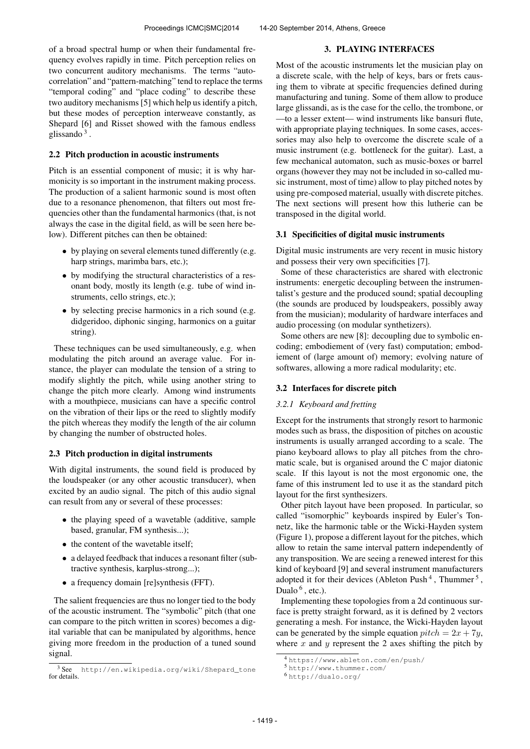of a broad spectral hump or when their fundamental frequency evolves rapidly in time. Pitch perception relies on two concurrent auditory mechanisms. The terms "autocorrelation" and "pattern-matching" tend to replace the terms "temporal coding" and "place coding" to describe these two auditory mechanisms [5] which help us identify a pitch, but these modes of perception interweave constantly, as Shepard [6] and Risset showed with the famous endless glissando [3].

### 2.2 Pitch production in acoustic instruments

Pitch is an essential component of music; it is why harmonicity is so important in the instrument making process. The production of a salient harmonic sound is most often due to a resonance phenomenon, that filters out most frequencies other than the fundamental harmonics (that, is not always the case in the digital field, as will be seen here below). Different pitches can then be obtained:

- by playing on several elements tuned differently (e.g. harp strings, marimba bars, etc.);
- by modifying the structural characteristics of a resonant body, mostly its length (e.g. tube of wind instruments, cello strings, etc.);
- by selecting precise harmonics in a rich sound (e.g. didgeridoo, diphonic singing, harmonics on a guitar string).

These techniques can be used simultaneously, e.g. when modulating the pitch around an average value. For instance, the player can modulate the tension of a string to modify slightly the pitch, while using another string to change the pitch more clearly. Among wind instruments with a mouthpiece, musicians can have a specific control on the vibration of their lips or the reed to slightly modify the pitch whereas they modify the length of the air column by changing the number of obstructed holes.

### 2.3 Pitch production in digital instruments

With digital instruments, the sound field is produced by the loudspeaker (or any other acoustic transducer), when excited by an audio signal. The pitch of this audio signal can result from any or several of these processes:

- the playing speed of a wavetable (additive, sample based, granular, FM synthesis...);
- the content of the wavetable itself;
- a delayed feedback that induces a resonant filter (subtractive synthesis, karplus-strong...);
- a frequency domain [re]synthesis (FFT).

The salient frequencies are thus no longer tied to the body of the acoustic instrument. The "symbolic" pitch (that one can compare to the pitch written in scores) becomes a digital variable that can be manipulated by algorithms, hence giving more freedom in the production of a tuned sound signal.

[3] See http://en.wikipedia.org/wiki/Shepard_tone for details.

## 3. PLAYING INTERFACES

Most of the acoustic instruments let the musician play on a discrete scale, with the help of keys, bars or frets causing them to vibrate at specific frequencies defined during manufacturing and tuning. Some of them allow to produce large glissandi, as is the case for the cello, the trombone, or —to a lesser extent— wind instruments like bansuri flute, with appropriate playing techniques. In some cases, accessories may also help to overcome the discrete scale of a music instrument (e.g. bottleneck for the guitar). Last, a few mechanical automaton, such as music-boxes or barrel organs (however they may not be included in so-called music instrument, most of time) allow to play pitched notes by using pre-composed material, usually with discrete pitches. The next sections will present how this lutherie can be transposed in the digital world.

### 3.1 Specificities of digital music instruments

Digital music instruments are very recent in music history and possess their very own specificities [7].

Some of these characteristics are shared with electronic instruments: energetic decoupling between the instrumentalist's gesture and the produced sound; spatial decoupling (the sounds are produced by loudspeakers, possibly away from the musician); modularity of hardware interfaces and audio processing (on modular synthetizers).

Some others are new [8]: decoupling due to symbolic encoding; embodiement of (very fast) computation; embodiement of (large amount of) memory; evolving nature of softwares, allowing a more radical modularity; etc.

### 3.2 Interfaces for discrete pitch

#### *3.2.1 Keyboard and fretting*

Except for the instruments that strongly resort to harmonic modes such as brass, the disposition of pitches on acoustic instruments is usually arranged according to a scale. The piano keyboard allows to play all pitches from the chromatic scale, but is organised around the C major diatonic scale. If this layout is not the most ergonomic one, the fame of this instrument led to use it as the standard pitch layout for the first synthesizers.

Other pitch layout have been proposed. In particular, so called "isomorphic" keyboards inspired by Euler's Tonnetz, like the harmonic table or the Wicki-Hayden system (Figure 1), propose a different layout for the pitches, which allow to retain the same interval pattern independently of any transposition. We are seeing a renewed interest for this kind of keyboard [9] and several instrument manufacturers adopted it for their devices (Ableton Push [4], Thummer [5], Dualo [6], etc.).

Implementing these topologies from a 2d continuous surface is pretty straight forward, as it is defined by 2 vectors generating a mesh. For instance, the Wicki-Hayden layout can be generated by the simple equation $pitch = 2x + 7y$, where $x$ and $y$ represent the 2 axes shifting the pitch by

[4] https://www.ableton.com/en/push/

[5] http://www.thummer.com/

[6] http://dualo.org/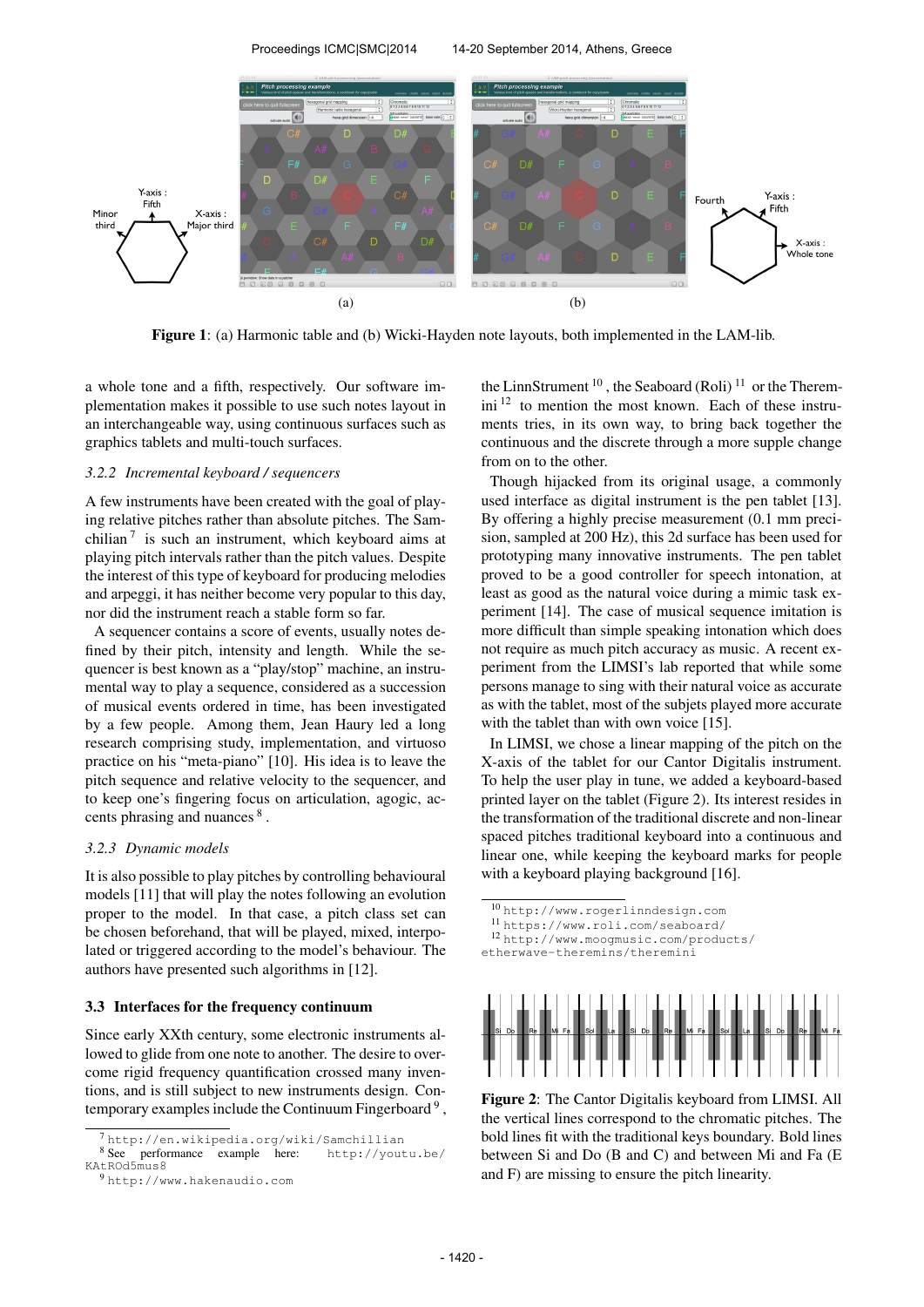**Figure 1**: (a) Harmonic table and (b) Wicki-Hayden note layouts, both implemented in the LAM-lib.

a whole tone and a fifth, respectively. Our software implementation makes it possible to use such notes layout in an interchangeable way, using continuous surfaces such as graphics tablets and multi-touch surfaces.

### 3.2.2 *Incremental keyboard / sequencers*

A few instruments have been created with the goal of playing relative pitches rather than absolute pitches. The Samchilian [7] is such an instrument, which keyboard aims at playing pitch intervals rather than the pitch values. Despite the interest of this type of keyboard for producing melodies and arpeggi, it has neither become very popular to this day, nor did the instrument reach a stable form so far.

A sequencer contains a score of events, usually notes defined by their pitch, intensity and length. While the sequencer is best known as a "play/stop" machine, an instrumental way to play a sequence, considered as a succession of musical events ordered in time, has been investigated by a few people. Among them, Jean Haury led a long research comprising study, implementation, and virtuoso practice on his "meta-piano" [10]. His idea is to leave the pitch sequence and relative velocity to the sequencer, and to keep one's fingering focus on articulation, agogic, accents phrasing and nuances [8].

### 3.2.3 *Dynamic models*

It is also possible to play pitches by controlling behavioural models [11] that will play the notes following an evolution proper to the model. In that case, a pitch class set can be chosen beforehand, that will be played, mixed, interpolated or triggered according to the model's behaviour. The authors have presented such algorithms in [12].

## 3.3 Interfaces for the frequency continuum

Since early XXth century, some electronic instruments allowed to glide from one note to another. The desire to overcome rigid frequency quantification crossed many inventions, and is still subject to new instruments design. Contemporary examples include the Continuum Fingerboard [9], the LinnStrument [10], the Seaboard (Roli) [11] or the Theremini [12] to mention the most known. Each of these instruments tries, in its own way, to bring back together the continuous and the discrete through a more supple change from on to the other.

Though hijacked from its original usage, a commonly used interface as digital instrument is the pen tablet [13]. By offering a highly precise measurement (0.1 mm precision, sampled at 200 Hz), this 2d surface has been used for prototyping many innovative instruments. The pen tablet proved to be a good controller for speech intonation, at least as good as the natural voice during a mimic task experiment [14]. The case of musical sequence imitation is more difficult than simple speaking intonation which does not require as much pitch accuracy as music. A recent experiment from the LIMSI's lab reported that while some persons manage to sing with their natural voice as accurate as with the tablet, most of the subjets played more accurate with the tablet than with own voice [15].

In LIMSI, we chose a linear mapping of the pitch on the X-axis of the tablet for our Cantor Digitalis instrument. To help the user play in tune, we added a keyboard-based printed layer on the tablet (Figure 2). Its interest resides in the transformation of the traditional discrete and non-linear spaced pitches traditional keyboard into a continuous and linear one, while keeping the keyboard marks for people with a keyboard playing background [16].

**Figure 2**: The Cantor Digitalis keyboard from LIMSI. All the vertical lines correspond to the chromatic pitches. The bold lines fit with the traditional keys boundary. Bold lines between Si and Do (B and C) and between Mi and Fa (E and F) are missing to ensure the pitch linearity.

[7] http://en.wikipedia.org/wiki/Samchillian
[8] See performance example here: http://youtu.be/KAtROd5mus8
[9] http://www.hakenaudio.com
[10] http://www.rogerlinndesign.com
[11] https://www.roli.com/seaboard/
[12] http://www.moogmusic.com/products/etherwave-theremins/theremini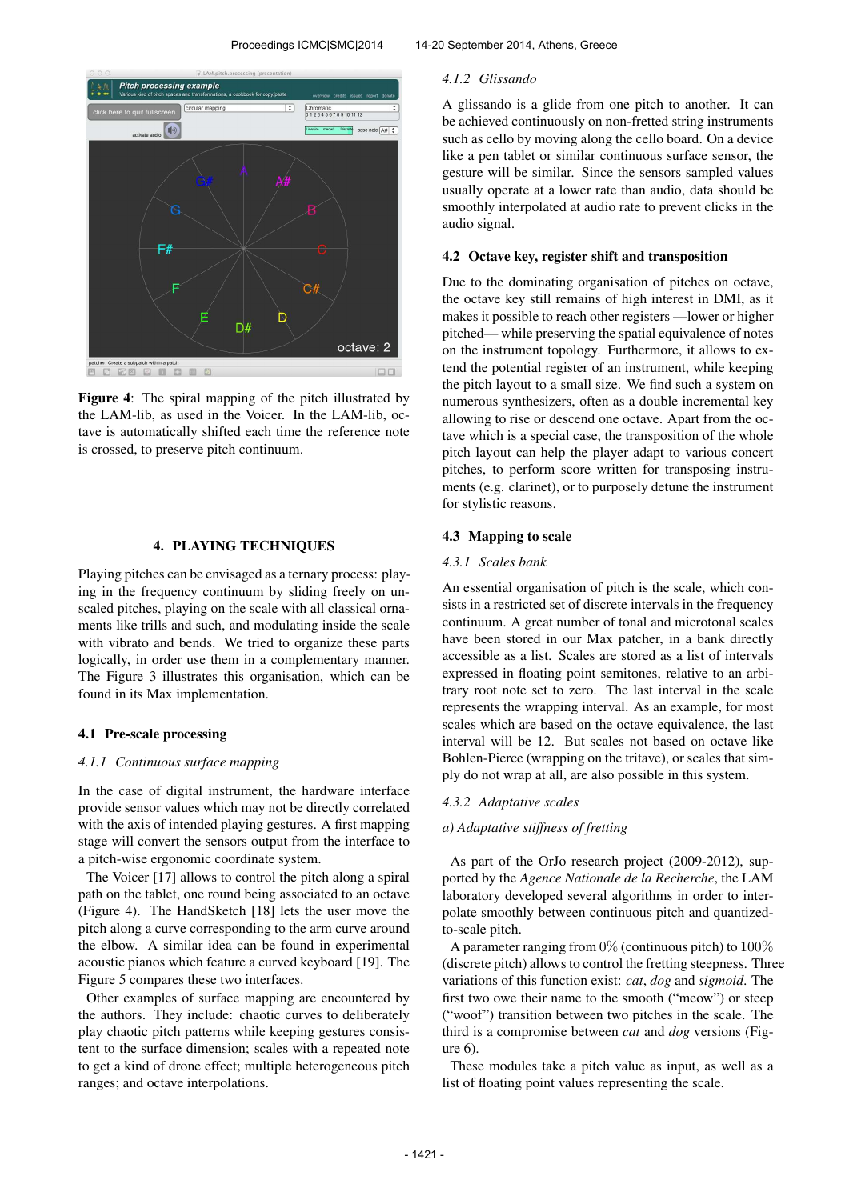Figure 4: The spiral mapping of the pitch illustrated by the LAM-lib, as used in the Voicer. In the LAM-lib, octave is automatically shifted each time the reference note is crossed, to preserve pitch continuum.

## 4. PLAYING TECHNIQUES

Playing pitches can be envisaged as a ternary process: playing in the frequency continuum by sliding freely on unscaled pitches, playing on the scale with all classical ornaments like trills and such, and modulating inside the scale with vibrato and bends. We tried to organize these parts logically, in order use them in a complementary manner. The Figure 3 illustrates this organisation, which can be found in its Max implementation.

### 4.1 Pre-scale processing

#### *4.1.1 Continuous surface mapping*

In the case of digital instrument, the hardware interface provide sensor values which may not be directly correlated with the axis of intended playing gestures. A first mapping stage will convert the sensors output from the interface to a pitch-wise ergonomic coordinate system.

The Voicer [17] allows to control the pitch along a spiral path on the tablet, one round being associated to an octave (Figure 4). The HandSketch [18] lets the user move the pitch along a curve corresponding to the arm curve around the elbow. A similar idea can be found in experimental acoustic pianos which feature a curved keyboard [19]. The Figure 5 compares these two interfaces.

Other examples of surface mapping are encountered by the authors. They include: chaotic curves to deliberately play chaotic pitch patterns while keeping gestures consistent to the surface dimension; scales with a repeated note to get a kind of drone effect; multiple heterogeneous pitch ranges; and octave interpolations.

#### *4.1.2 Glissando*

A glissando is a glide from one pitch to another. It can be achieved continuously on non-fretted string instruments such as cello by moving along the cello board. On a device like a pen tablet or similar continuous surface sensor, the gesture will be similar. Since the sensors sampled values usually operate at a lower rate than audio, data should be smoothly interpolated at audio rate to prevent clicks in the audio signal.

### 4.2 Octave key, register shift and transposition

Due to the dominating organisation of pitches on octave, the octave key still remains of high interest in DMI, as it makes it possible to reach other registers —lower or higher pitched— while preserving the spatial equivalence of notes on the instrument topology. Furthermore, it allows to extend the potential register of an instrument, while keeping the pitch layout to a small size. We find such a system on numerous synthesizers, often as a double incremental key allowing to rise or descend one octave. Apart from the octave which is a special case, the transposition of the whole pitch layout can help the player adapt to various concert pitches, to perform score written for transposing instruments (e.g. clarinet), or to purposely detune the instrument for stylistic reasons.

### 4.3 Mapping to scale

#### *4.3.1 Scales bank*

An essential organisation of pitch is the scale, which consists in a restricted set of discrete intervals in the frequency continuum. A great number of tonal and microtonal scales have been stored in our Max patcher, in a bank directly accessible as a list. Scales are stored as a list of intervals expressed in floating point semitones, relative to an arbitrary root note set to zero. The last interval in the scale represents the wrapping interval. As an example, for most scales which are based on the octave equivalence, the last interval will be 12. But scales not based on octave like Bohlen-Pierce (wrapping on the tritave), or scales that simply do not wrap at all, are also possible in this system.

#### *4.3.2 Adaptative scales*

*a) Adaptative stiffness of fretting*

As part of the OrJo research project (2009-2012), supported by the *Agence Nationale de la Recherche*, the LAM laboratory developed several algorithms in order to interpolate smoothly between continuous pitch and quantized-to-scale pitch.

A parameter ranging from $0\%$ (continuous pitch) to $100\%$ (discrete pitch) allows to control the fretting steepness. Three variations of this function exist: *cat*, *dog* and *sigmoid*. The first two owe their name to the smooth ("meow") or steep ("woof") transition between two pitches in the scale. The third is a compromise between *cat* and *dog* versions (Figure 6).

These modules take a pitch value as input, as well as a list of floating point values representing the scale.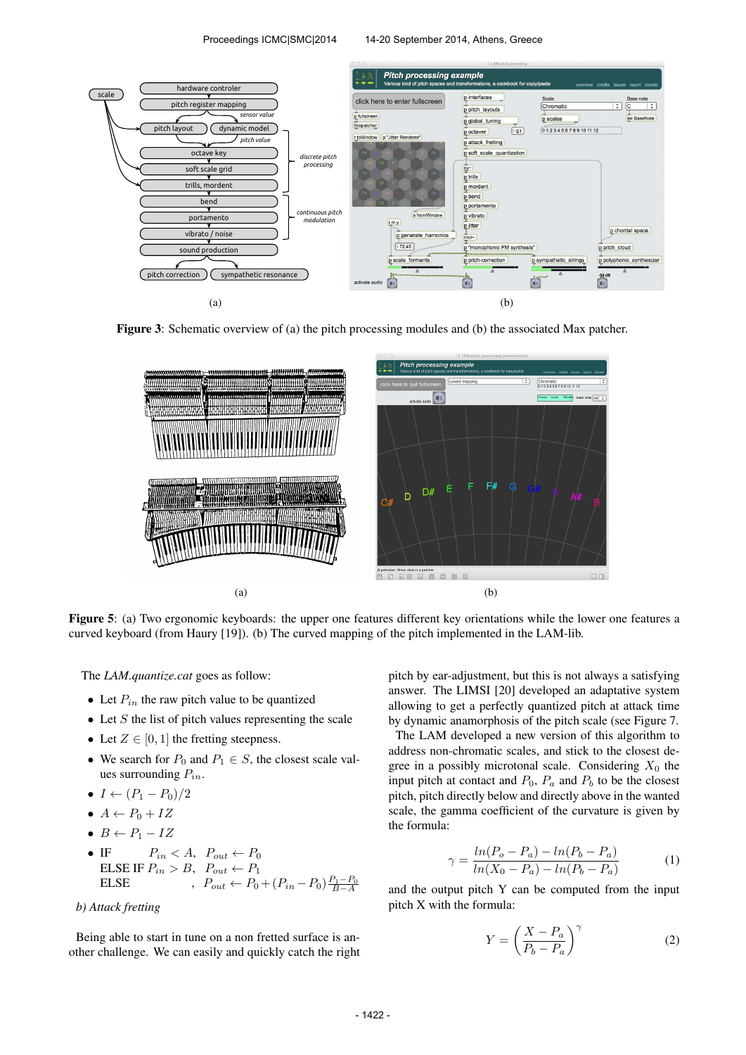(a) (b)

**Figure 3**: Schematic overview of (a) the pitch processing modules and (b) the associated Max patcher.

(a) (b)

**Figure 5**: (a) Two ergonomic keyboards: the upper one features different key orientations while the lower one features a curved keyboard (from Haury [19]). (b) The curved mapping of the pitch implemented in the LAM-lib.

The *LAM.quantize.cat* goes as follow:

- Let $P_{in}$ the raw pitch value to be quantized
- Let $S$ the list of pitch values representing the scale
- Let $Z \in [0, 1]$ the fretting steepness.
- We search for $P_0$ and $P_1 \in S$, the closest scale values surrounding $P_{in}$.
- $I \leftarrow (P_1 - P_0)/2$
- $A \leftarrow P_0 + IZ$
- $B \leftarrow P_1 - IZ$
- IF $P_{in} < A$, $P_{out} \leftarrow P_0$
  ELSE IF $P_{in} > B$, $P_{out} \leftarrow P_1$
  ELSE , $P_{out} \leftarrow P_0 + (P_{in} - P_0)\frac{P_1 - P_0}{B - A}$

*b) Attack fretting*

Being able to start in tune on a non fretted surface is another challenge. We can easily and quickly catch the right pitch by ear-adjustment, but this is not always a satisfying answer. The LIMSI [20] developed an adaptative system allowing to get a perfectly quantized pitch at attack time by dynamic anamorphosis of the pitch scale (see Figure 7.

The LAM developed a new version of this algorithm to address non-chromatic scales, and stick to the closest degree in a possibly microtonal scale. Considering $X_0$ the input pitch at contact and $P_0$, $P_a$ and $P_b$ to be the closest pitch, pitch directly below and directly above in the wanted scale, the gamma coefficient of the curvature is given by the formula:

$$\gamma = \frac{ln(P_o - P_a) - ln(P_b - P_a)}{ln(X_0 - P_a) - ln(P_b - P_a)} \tag{1}$$

and the output pitch Y can be computed from the input pitch X with the formula:

$$Y = \left(\frac{X - P_a}{P_b - P_a}\right)^{\gamma} \tag{2}$$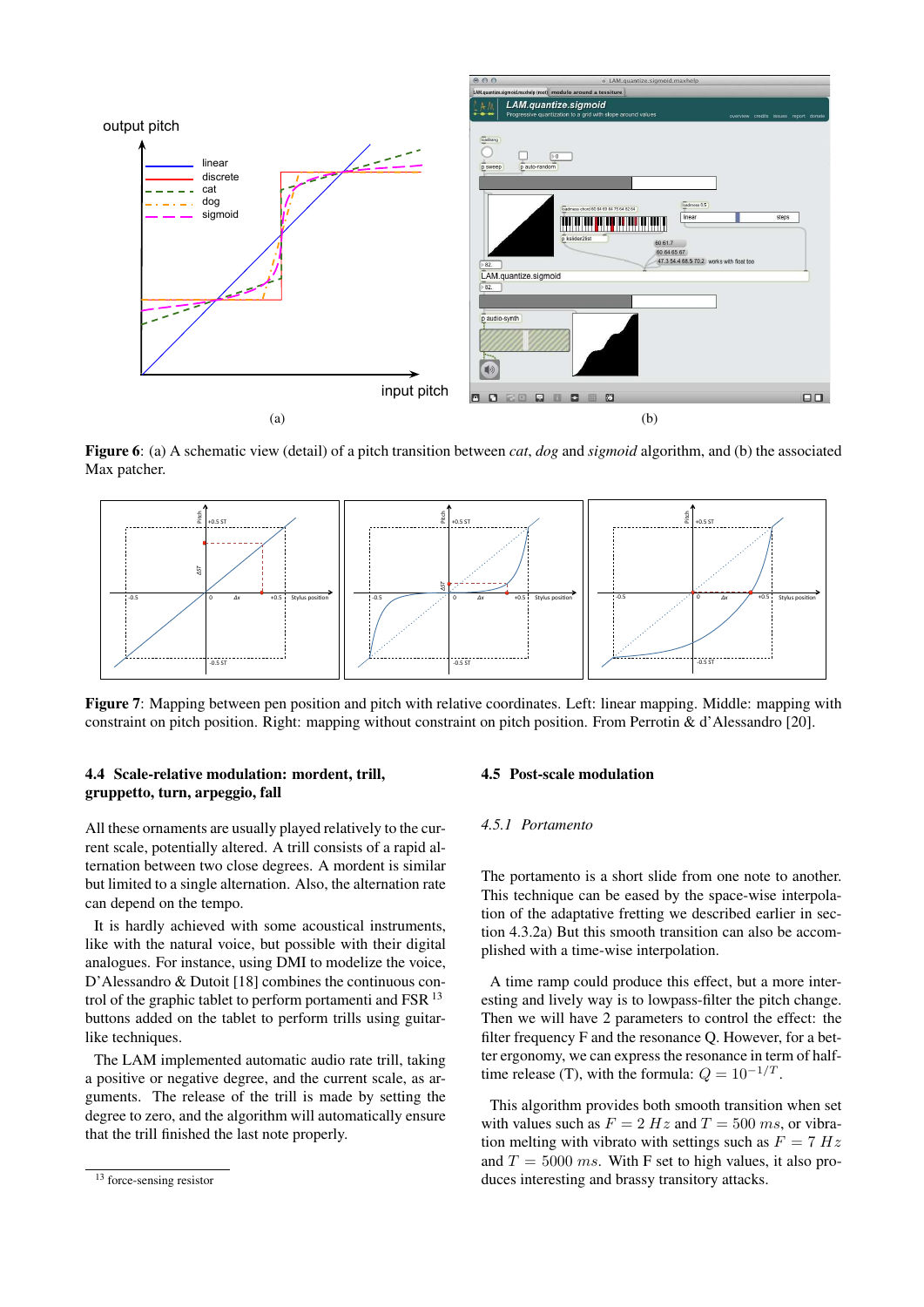**Figure 6**: (a) A schematic view (detail) of a pitch transition between *cat*, *dog* and *sigmoid* algorithm, and (b) the associated Max patcher.

**Figure 7**: Mapping between pen position and pitch with relative coordinates. Left: linear mapping. Middle: mapping with constraint on pitch position. Right: mapping without constraint on pitch position. From Perrotin & d'Alessandro [20].

### 4.4 Scale-relative modulation: mordent, trill, gruppetto, turn, arpeggio, fall

All these ornaments are usually played relatively to the current scale, potentially altered. A trill consists of a rapid alternation between two close degrees. A mordent is similar but limited to a single alternation. Also, the alternation rate can depend on the tempo.

It is hardly achieved with some acoustical instruments, like with the natural voice, but possible with their digital analogues. For instance, using DMI to modelize the voice, D'Alessandro & Dutoit [18] combines the continuous control of the graphic tablet to perform portamenti and FSR [13] buttons added on the tablet to perform trills using guitar-like techniques.

The LAM implemented automatic audio rate trill, taking a positive or negative degree, and the current scale, as arguments. The release of the trill is made by setting the degree to zero, and the algorithm will automatically ensure that the trill finished the last note properly.

[13] force-sensing resistor

### 4.5 Post-scale modulation

#### 4.5.1 Portamento

The portamento is a short slide from one note to another. This technique can be eased by the space-wise interpolation of the adaptative fretting we described earlier in section 4.3.2a) But this smooth transition can also be accomplished with a time-wise interpolation.

A time ramp could produce this effect, but a more interesting and lively way is to lowpass-filter the pitch change. Then we will have 2 parameters to control the effect: the filter frequency F and the resonance Q. However, for a better ergonomy, we can express the resonance in term of half-time release (T), with the formula: $Q = 10^{-1/T}$.

This algorithm provides both smooth transition when set with values such as $F = 2\ Hz$ and $T = 500\ ms$, or vibration melting with vibrato with settings such as $F = 7\ Hz$ and $T = 5000\ ms$. With F set to high values, it also produces interesting and brassy transitory attacks.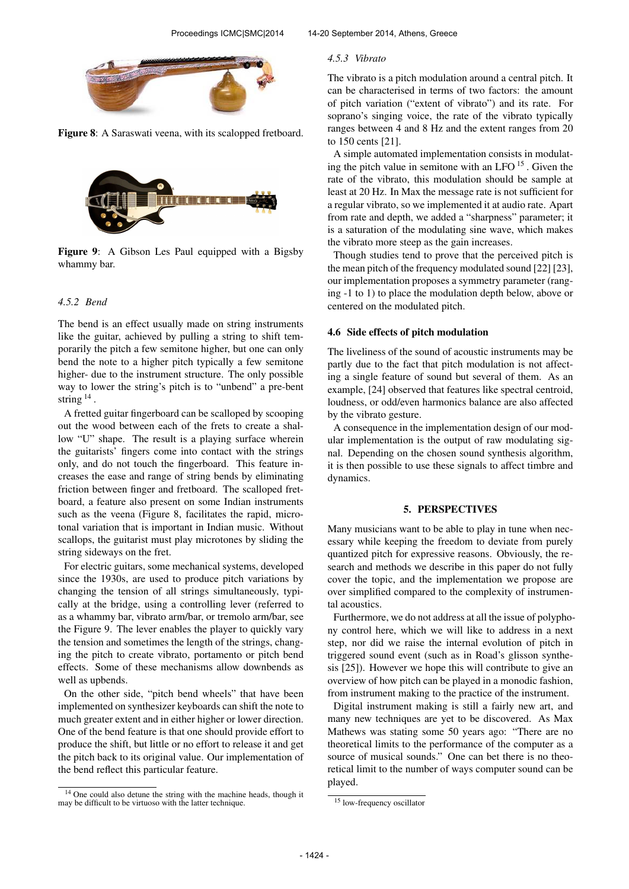**Figure 8**: A Saraswati veena, with its scalopped fretboard.

**Figure 9**: A Gibson Les Paul equipped with a Bigsby whammy bar.

#### 4.5.2 Bend

The bend is an effect usually made on string instruments like the guitar, achieved by pulling a string to shift temporarily the pitch a few semitone higher, but one can only bend the note to a higher pitch typically a few semitone higher- due to the instrument structure. The only possible way to lower the string's pitch is to "unbend" a pre-bent string [14].

A fretted guitar fingerboard can be scalloped by scooping out the wood between each of the frets to create a shallow "U" shape. The result is a playing surface wherein the guitarists' fingers come into contact with the strings only, and do not touch the fingerboard. This feature increases the ease and range of string bends by eliminating friction between finger and fretboard. The scalloped fretboard, a feature also present on some Indian instruments such as the veena (Figure 8, facilitates the rapid, microtonal variation that is important in Indian music. Without scallops, the guitarist must play microtones by sliding the string sideways on the fret.

For electric guitars, some mechanical systems, developed since the 1930s, are used to produce pitch variations by changing the tension of all strings simultaneously, typically at the bridge, using a controlling lever (referred to as a whammy bar, vibrato arm/bar, or tremolo arm/bar, see the Figure 9. The lever enables the player to quickly vary the tension and sometimes the length of the strings, changing the pitch to create vibrato, portamento or pitch bend effects. Some of these mechanisms allow downbends as well as upbends.

On the other side, "pitch bend wheels" that have been implemented on synthesizer keyboards can shift the note to much greater extent and in either higher or lower direction. One of the bend feature is that one should provide effort to produce the shift, but little or no effort to release it and get the pitch back to its original value. Our implementation of the bend reflect this particular feature.

[14] One could also detune the string with the machine heads, though it may be difficult to be virtuoso with the latter technique.

#### 4.5.3 Vibrato

The vibrato is a pitch modulation around a central pitch. It can be characterised in terms of two factors: the amount of pitch variation ("extent of vibrato") and its rate. For soprano's singing voice, the rate of the vibrato typically ranges between 4 and 8 Hz and the extent ranges from 20 to 150 cents [21].

A simple automated implementation consists in modulating the pitch value in semitone with an LFO [15]. Given the rate of the vibrato, this modulation should be sample at least at 20 Hz. In Max the message rate is not sufficient for a regular vibrato, so we implemented it at audio rate. Apart from rate and depth, we added a "sharpness" parameter; it is a saturation of the modulating sine wave, which makes the vibrato more steep as the gain increases.

Though studies tend to prove that the perceived pitch is the mean pitch of the frequency modulated sound [22] [23], our implementation proposes a symmetry parameter (ranging -1 to 1) to place the modulation depth below, above or centered on the modulated pitch.

### 4.6 Side effects of pitch modulation

The liveliness of the sound of acoustic instruments may be partly due to the fact that pitch modulation is not affecting a single feature of sound but several of them. As an example, [24] observed that features like spectral centroid, loudness, or odd/even harmonics balance are also affected by the vibrato gesture.

A consequence in the implementation design of our modular implementation is the output of raw modulating signal. Depending on the chosen sound synthesis algorithm, it is then possible to use these signals to affect timbre and dynamics.

## 5. PERSPECTIVES

Many musicians want to be able to play in tune when necessary while keeping the freedom to deviate from purely quantized pitch for expressive reasons. Obviously, the research and methods we describe in this paper do not fully cover the topic, and the implementation we propose are over simplified compared to the complexity of instrumental acoustics.

Furthermore, we do not address at all the issue of polyphony control here, which we will like to address in a next step, nor did we raise the internal evolution of pitch in triggered sound event (such as in Road's glisson synthesis [25]). However we hope this will contribute to give an overview of how pitch can be played in a monodic fashion, from instrument making to the practice of the instrument.

Digital instrument making is still a fairly new art, and many new techniques are yet to be discovered. As Max Mathews was stating some 50 years ago: "There are no theoretical limits to the performance of the computer as a source of musical sounds." One can bet there is no theoretical limit to the number of ways computer sound can be played.

[15] low-frequency oscillator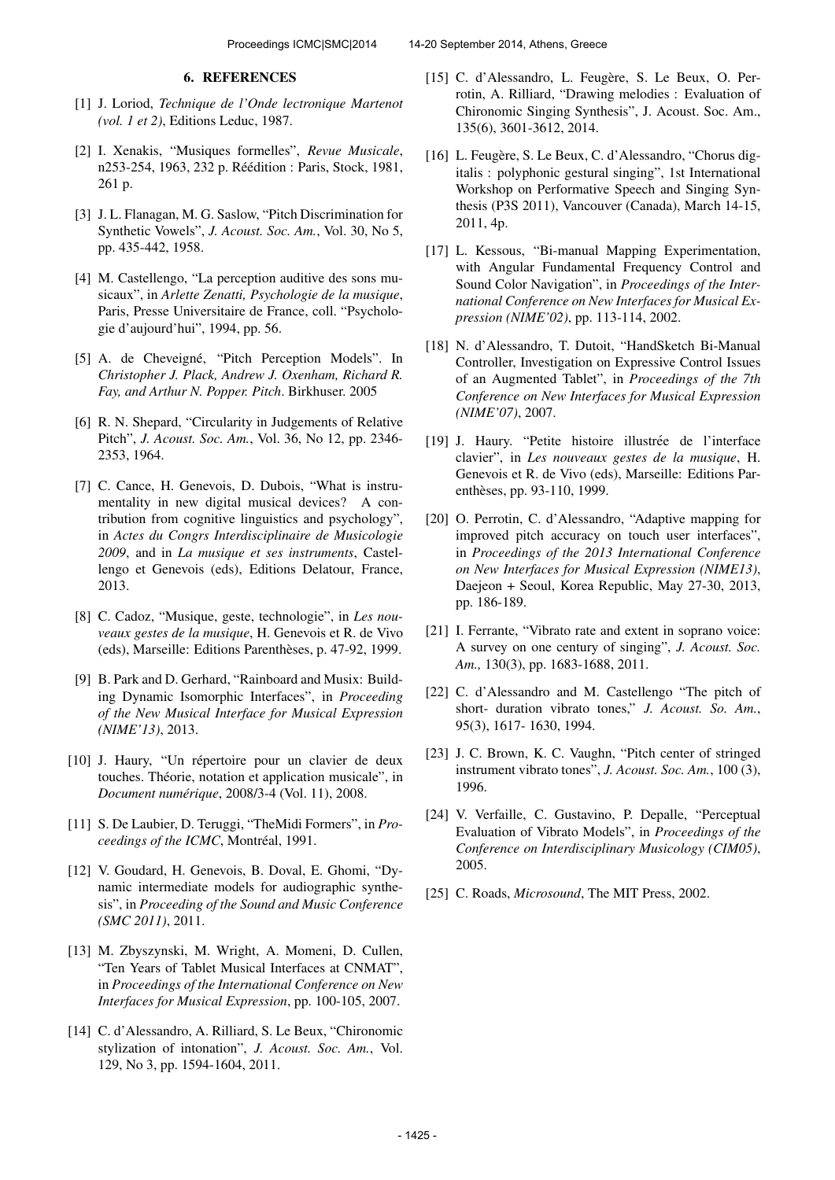## 6. REFERENCES

[1] J. Loriod, *Technique de l'Onde lectronique Martenot (vol. 1 et 2)*, Editions Leduc, 1987.

[2] I. Xenakis, "Musiques formelles", *Revue Musicale*, n253-254, 1963, 232 p. Réédition : Paris, Stock, 1981, 261 p.

[3] J. L. Flanagan, M. G. Saslow, "Pitch Discrimination for Synthetic Vowels", *J. Acoust. Soc. Am.*, Vol. 30, No 5, pp. 435-442, 1958.

[4] M. Castellengo, "La perception auditive des sons musicaux", in *Arlette Zenatti, Psychologie de la musique*, Paris, Presse Universitaire de France, coll. "Psychologie d'aujourd'hui", 1994, pp. 56.

[5] A. de Cheveigné, "Pitch Perception Models". In *Christopher J. Plack, Andrew J. Oxenham, Richard R. Fay, and Arthur N. Popper. Pitch*. Birkhuser. 2005

[6] R. N. Shepard, "Circularity in Judgements of Relative Pitch", *J. Acoust. Soc. Am.*, Vol. 36, No 12, pp. 2346-2353, 1964.

[7] C. Cance, H. Genevois, D. Dubois, "What is instrumentality in new digital musical devices? A contribution from cognitive linguistics and psychology", in *Actes du Congrs Interdisciplinaire de Musicologie 2009*, and in *La musique et ses instruments*, Castellengo et Genevois (eds), Editions Delatour, France, 2013.

[8] C. Cadoz, "Musique, geste, technologie", in *Les nouveaux gestes de la musique*, H. Genevois et R. de Vivo (eds), Marseille: Editions Parenthèses, p. 47-92, 1999.

[9] B. Park and D. Gerhard, "Rainboard and Musix: Building Dynamic Isomorphic Interfaces", in *Proceeding of the New Musical Interface for Musical Expression (NIME'13)*, 2013.

[10] J. Haury, "Un répertoire pour un clavier de deux touches. Théorie, notation et application musicale", in *Document numérique*, 2008/3-4 (Vol. 11), 2008.

[11] S. De Laubier, D. Teruggi, "TheMidi Formers", in *Proceedings of the ICMC*, Montréal, 1991.

[12] V. Goudard, H. Genevois, B. Doval, E. Ghomi, "Dynamic intermediate models for audiographic synthesis", in *Proceeding of the Sound and Music Conference (SMC 2011)*, 2011.

[13] M. Zbyszynski, M. Wright, A. Momeni, D. Cullen, "Ten Years of Tablet Musical Interfaces at CNMAT", in *Proceedings of the International Conference on New Interfaces for Musical Expression*, pp. 100-105, 2007.

[14] C. d'Alessandro, A. Rilliard, S. Le Beux, "Chironomic stylization of intonation", *J. Acoust. Soc. Am.*, Vol. 129, No 3, pp. 1594-1604, 2011.

[15] C. d'Alessandro, L. Feugère, S. Le Beux, O. Perrotin, A. Rilliard, "Drawing melodies : Evaluation of Chironomic Singing Synthesis", J. Acoust. Soc. Am., 135(6), 3601-3612, 2014.

[16] L. Feugère, S. Le Beux, C. d'Alessandro, "Chorus digitalis : polyphonic gestural singing", 1st International Workshop on Performative Speech and Singing Synthesis (P3S 2011), Vancouver (Canada), March 14-15, 2011, 4p.

[17] L. Kessous, "Bi-manual Mapping Experimentation, with Angular Fundamental Frequency Control and Sound Color Navigation", in *Proceedings of the International Conference on New Interfaces for Musical Expression (NIME'02)*, pp. 113-114, 2002.

[18] N. d'Alessandro, T. Dutoit, "HandSketch Bi-Manual Controller, Investigation on Expressive Control Issues of an Augmented Tablet", in *Proceedings of the 7th Conference on New Interfaces for Musical Expression (NIME'07)*, 2007.

[19] J. Haury. "Petite histoire illustrée de l'interface clavier", in *Les nouveaux gestes de la musique*, H. Genevois et R. de Vivo (eds), Marseille: Editions Parenthèses, pp. 93-110, 1999.

[20] O. Perrotin, C. d'Alessandro, "Adaptive mapping for improved pitch accuracy on touch user interfaces", in *Proceedings of the 2013 International Conference on New Interfaces for Musical Expression (NIME13)*, Daejeon + Seoul, Korea Republic, May 27-30, 2013, pp. 186-189.

[21] I. Ferrante, "Vibrato rate and extent in soprano voice: A survey on one century of singing", *J. Acoust. Soc. Am.,* 130(3), pp. 1683-1688, 2011.

[22] C. d'Alessandro and M. Castellengo "The pitch of short- duration vibrato tones," *J. Acoust. So. Am.*, 95(3), 1617- 1630, 1994.

[23] J. C. Brown, K. C. Vaughn, "Pitch center of stringed instrument vibrato tones", *J. Acoust. Soc. Am.*, 100 (3), 1996.

[24] V. Verfaille, C. Gustavino, P. Depalle, "Perceptual Evaluation of Vibrato Models", in *Proceedings of the Conference on Interdisciplinary Musicology (CIM05)*, 2005.

[25] C. Roads, *Microsound*, The MIT Press, 2002.